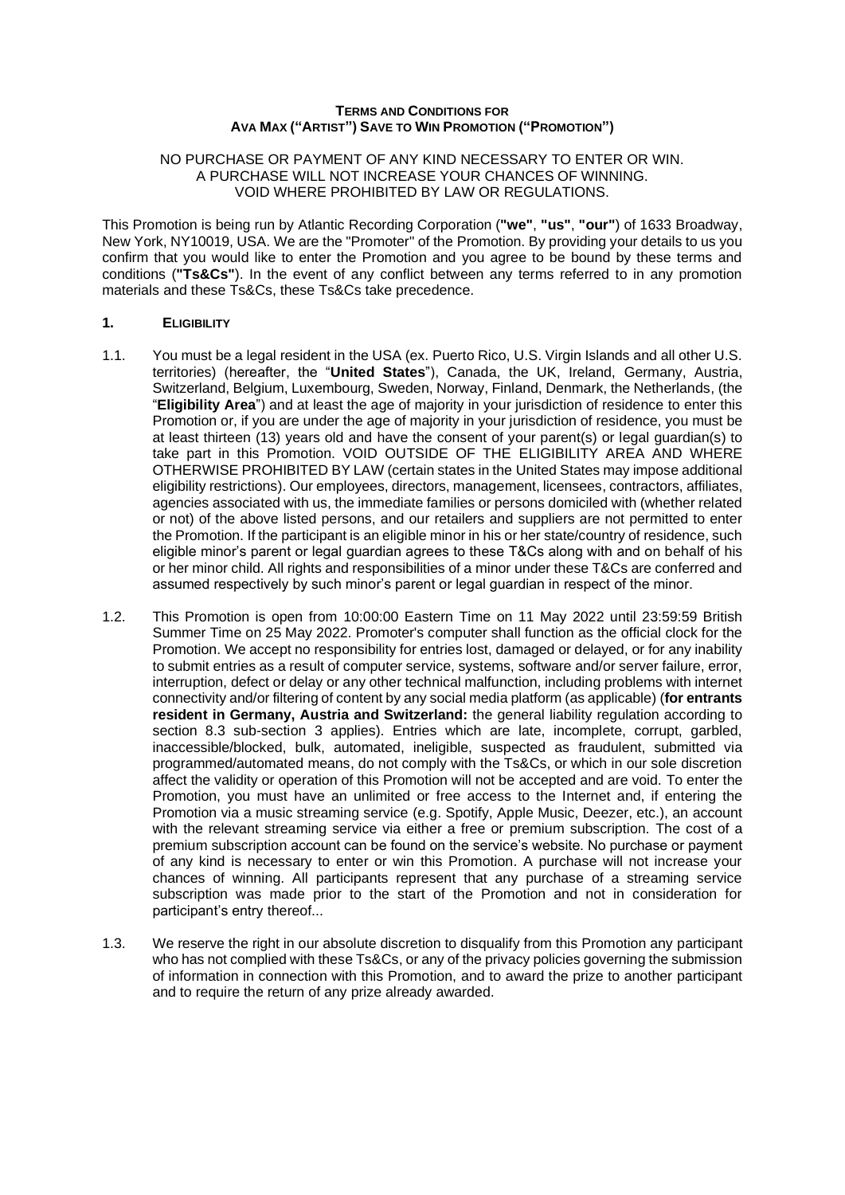**TERMS AND CONDITIONS FOR**
**AVA MAX ("ARTIST") SAVE TO WIN PROMOTION ("PROMOTION")**

NO PURCHASE OR PAYMENT OF ANY KIND NECESSARY TO ENTER OR WIN.
A PURCHASE WILL NOT INCREASE YOUR CHANCES OF WINNING.
VOID WHERE PROHIBITED BY LAW OR REGULATIONS.

This Promotion is being run by Atlantic Recording Corporation (**"we"**, **"us"**, **"our"**) of 1633 Broadway, New York, NY10019, USA. We are the "Promoter" of the Promotion. By providing your details to us you confirm that you would like to enter the Promotion and you agree to be bound by these terms and conditions (**"Ts&Cs"**). In the event of any conflict between any terms referred to in any promotion materials and these Ts&Cs, these Ts&Cs take precedence.

## 1. ELIGIBILITY

1.1. You must be a legal resident in the USA (ex. Puerto Rico, U.S. Virgin Islands and all other U.S. territories) (hereafter, the "**United States**"), Canada, the UK, Ireland, Germany, Austria, Switzerland, Belgium, Luxembourg, Sweden, Norway, Finland, Denmark, the Netherlands, (the "**Eligibility Area**") and at least the age of majority in your jurisdiction of residence to enter this Promotion or, if you are under the age of majority in your jurisdiction of residence, you must be at least thirteen (13) years old and have the consent of your parent(s) or legal guardian(s) to take part in this Promotion. VOID OUTSIDE OF THE ELIGIBILITY AREA AND WHERE OTHERWISE PROHIBITED BY LAW (certain states in the United States may impose additional eligibility restrictions). Our employees, directors, management, licensees, contractors, affiliates, agencies associated with us, the immediate families or persons domiciled with (whether related or not) of the above listed persons, and our retailers and suppliers are not permitted to enter the Promotion. If the participant is an eligible minor in his or her state/country of residence, such eligible minor's parent or legal guardian agrees to these T&Cs along with and on behalf of his or her minor child. All rights and responsibilities of a minor under these T&Cs are conferred and assumed respectively by such minor's parent or legal guardian in respect of the minor.

1.2. This Promotion is open from 10:00:00 Eastern Time on 11 May 2022 until 23:59:59 British Summer Time on 25 May 2022. Promoter's computer shall function as the official clock for the Promotion. We accept no responsibility for entries lost, damaged or delayed, or for any inability to submit entries as a result of computer service, systems, software and/or server failure, error, interruption, defect or delay or any other technical malfunction, including problems with internet connectivity and/or filtering of content by any social media platform (as applicable) (**for entrants resident in Germany, Austria and Switzerland:** the general liability regulation according to section 8.3 sub-section 3 applies). Entries which are late, incomplete, corrupt, garbled, inaccessible/blocked, bulk, automated, ineligible, suspected as fraudulent, submitted via programmed/automated means, do not comply with the Ts&Cs, or which in our sole discretion affect the validity or operation of this Promotion will not be accepted and are void. To enter the Promotion, you must have an unlimited or free access to the Internet and, if entering the Promotion via a music streaming service (e.g. Spotify, Apple Music, Deezer, etc.), an account with the relevant streaming service via either a free or premium subscription. The cost of a premium subscription account can be found on the service's website. No purchase or payment of any kind is necessary to enter or win this Promotion. A purchase will not increase your chances of winning. All participants represent that any purchase of a streaming service subscription was made prior to the start of the Promotion and not in consideration for participant's entry thereof...

1.3. We reserve the right in our absolute discretion to disqualify from this Promotion any participant who has not complied with these Ts&Cs, or any of the privacy policies governing the submission of information in connection with this Promotion, and to award the prize to another participant and to require the return of any prize already awarded.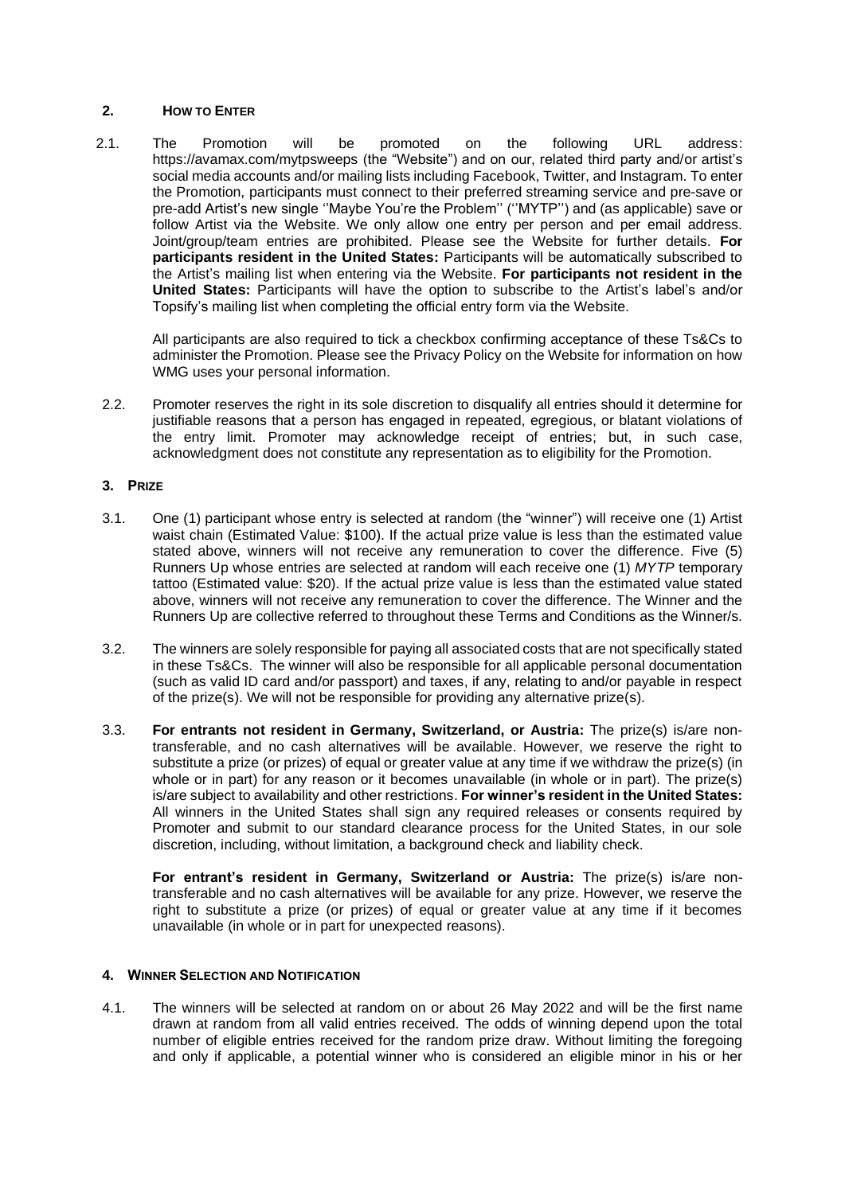## 2. HOW TO ENTER

2.1. The Promotion will be promoted on the following URL address: https://avamax.com/mytpsweeps (the "Website") and on our, related third party and/or artist's social media accounts and/or mailing lists including Facebook, Twitter, and Instagram. To enter the Promotion, participants must connect to their preferred streaming service and pre-save or pre-add Artist's new single ''Maybe You're the Problem'' (''MYTP'') and (as applicable) save or follow Artist via the Website. We only allow one entry per person and per email address. Joint/group/team entries are prohibited. Please see the Website for further details. **For participants resident in the United States:** Participants will be automatically subscribed to the Artist's mailing list when entering via the Website. **For participants not resident in the United States:** Participants will have the option to subscribe to the Artist's label's and/or Topsify's mailing list when completing the official entry form via the Website.

All participants are also required to tick a checkbox confirming acceptance of these Ts&Cs to administer the Promotion. Please see the Privacy Policy on the Website for information on how WMG uses your personal information.

2.2. Promoter reserves the right in its sole discretion to disqualify all entries should it determine for justifiable reasons that a person has engaged in repeated, egregious, or blatant violations of the entry limit. Promoter may acknowledge receipt of entries; but, in such case, acknowledgment does not constitute any representation as to eligibility for the Promotion.

## 3. PRIZE

3.1. One (1) participant whose entry is selected at random (the "winner") will receive one (1) Artist waist chain (Estimated Value: $100). If the actual prize value is less than the estimated value stated above, winners will not receive any remuneration to cover the difference. Five (5) Runners Up whose entries are selected at random will each receive one (1) *MYTP* temporary tattoo (Estimated value: $20). If the actual prize value is less than the estimated value stated above, winners will not receive any remuneration to cover the difference. The Winner and the Runners Up are collective referred to throughout these Terms and Conditions as the Winner/s.

3.2. The winners are solely responsible for paying all associated costs that are not specifically stated in these Ts&Cs. The winner will also be responsible for all applicable personal documentation (such as valid ID card and/or passport) and taxes, if any, relating to and/or payable in respect of the prize(s). We will not be responsible for providing any alternative prize(s).

3.3. **For entrants not resident in Germany, Switzerland, or Austria:** The prize(s) is/are non-transferable, and no cash alternatives will be available. However, we reserve the right to substitute a prize (or prizes) of equal or greater value at any time if we withdraw the prize(s) (in whole or in part) for any reason or it becomes unavailable (in whole or in part). The prize(s) is/are subject to availability and other restrictions. **For winner's resident in the United States:** All winners in the United States shall sign any required releases or consents required by Promoter and submit to our standard clearance process for the United States, in our sole discretion, including, without limitation, a background check and liability check.

**For entrant's resident in Germany, Switzerland or Austria:** The prize(s) is/are non-transferable and no cash alternatives will be available for any prize. However, we reserve the right to substitute a prize (or prizes) of equal or greater value at any time if it becomes unavailable (in whole or in part for unexpected reasons).

## 4. WINNER SELECTION AND NOTIFICATION

4.1. The winners will be selected at random on or about 26 May 2022 and will be the first name drawn at random from all valid entries received. The odds of winning depend upon the total number of eligible entries received for the random prize draw. Without limiting the foregoing and only if applicable, a potential winner who is considered an eligible minor in his or her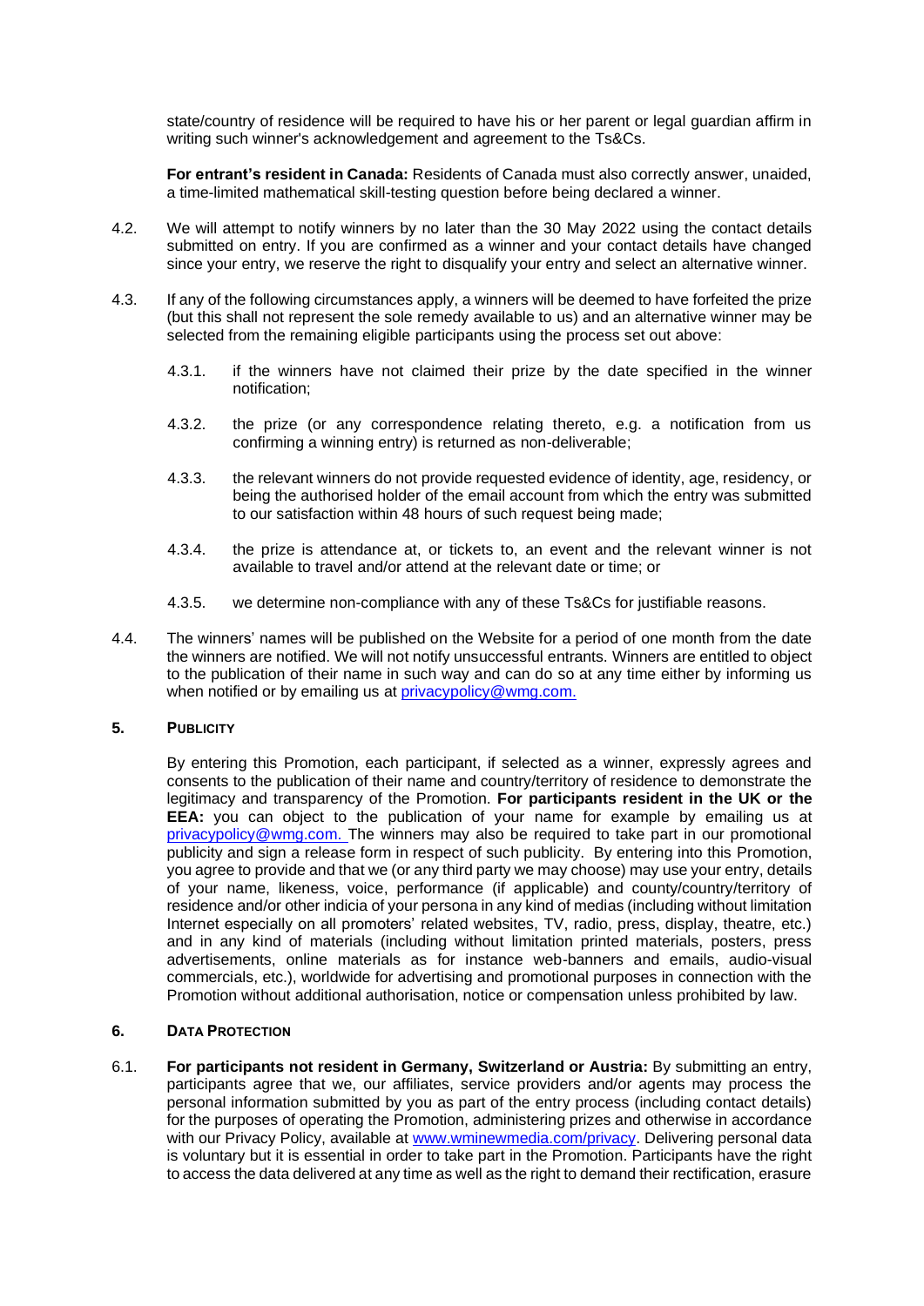state/country of residence will be required to have his or her parent or legal guardian affirm in writing such winner's acknowledgement and agreement to the Ts&Cs.

**For entrant's resident in Canada:** Residents of Canada must also correctly answer, unaided, a time-limited mathematical skill-testing question before being declared a winner.

4.2. We will attempt to notify winners by no later than the 30 May 2022 using the contact details submitted on entry. If you are confirmed as a winner and your contact details have changed since your entry, we reserve the right to disqualify your entry and select an alternative winner.

4.3. If any of the following circumstances apply, a winners will be deemed to have forfeited the prize (but this shall not represent the sole remedy available to us) and an alternative winner may be selected from the remaining eligible participants using the process set out above:

4.3.1. if the winners have not claimed their prize by the date specified in the winner notification;

4.3.2. the prize (or any correspondence relating thereto, e.g. a notification from us confirming a winning entry) is returned as non-deliverable;

4.3.3. the relevant winners do not provide requested evidence of identity, age, residency, or being the authorised holder of the email account from which the entry was submitted to our satisfaction within 48 hours of such request being made;

4.3.4. the prize is attendance at, or tickets to, an event and the relevant winner is not available to travel and/or attend at the relevant date or time; or

4.3.5. we determine non-compliance with any of these Ts&Cs for justifiable reasons.

4.4. The winners' names will be published on the Website for a period of one month from the date the winners are notified. We will not notify unsuccessful entrants. Winners are entitled to object to the publication of their name in such way and can do so at any time either by informing us when notified or by emailing us at privacypolicy@wmg.com.

## 5. PUBLICITY

By entering this Promotion, each participant, if selected as a winner, expressly agrees and consents to the publication of their name and country/territory of residence to demonstrate the legitimacy and transparency of the Promotion. **For participants resident in the UK or the EEA:** you can object to the publication of your name for example by emailing us at privacypolicy@wmg.com. The winners may also be required to take part in our promotional publicity and sign a release form in respect of such publicity. By entering into this Promotion, you agree to provide and that we (or any third party we may choose) may use your entry, details of your name, likeness, voice, performance (if applicable) and county/country/territory of residence and/or other indicia of your persona in any kind of medias (including without limitation Internet especially on all promoters' related websites, TV, radio, press, display, theatre, etc.) and in any kind of materials (including without limitation printed materials, posters, press advertisements, online materials as for instance web-banners and emails, audio-visual commercials, etc.), worldwide for advertising and promotional purposes in connection with the Promotion without additional authorisation, notice or compensation unless prohibited by law.

## 6. DATA PROTECTION

6.1. **For participants not resident in Germany, Switzerland or Austria:** By submitting an entry, participants agree that we, our affiliates, service providers and/or agents may process the personal information submitted by you as part of the entry process (including contact details) for the purposes of operating the Promotion, administering prizes and otherwise in accordance with our Privacy Policy, available at www.wminewmedia.com/privacy. Delivering personal data is voluntary but it is essential in order to take part in the Promotion. Participants have the right to access the data delivered at any time as well as the right to demand their rectification, erasure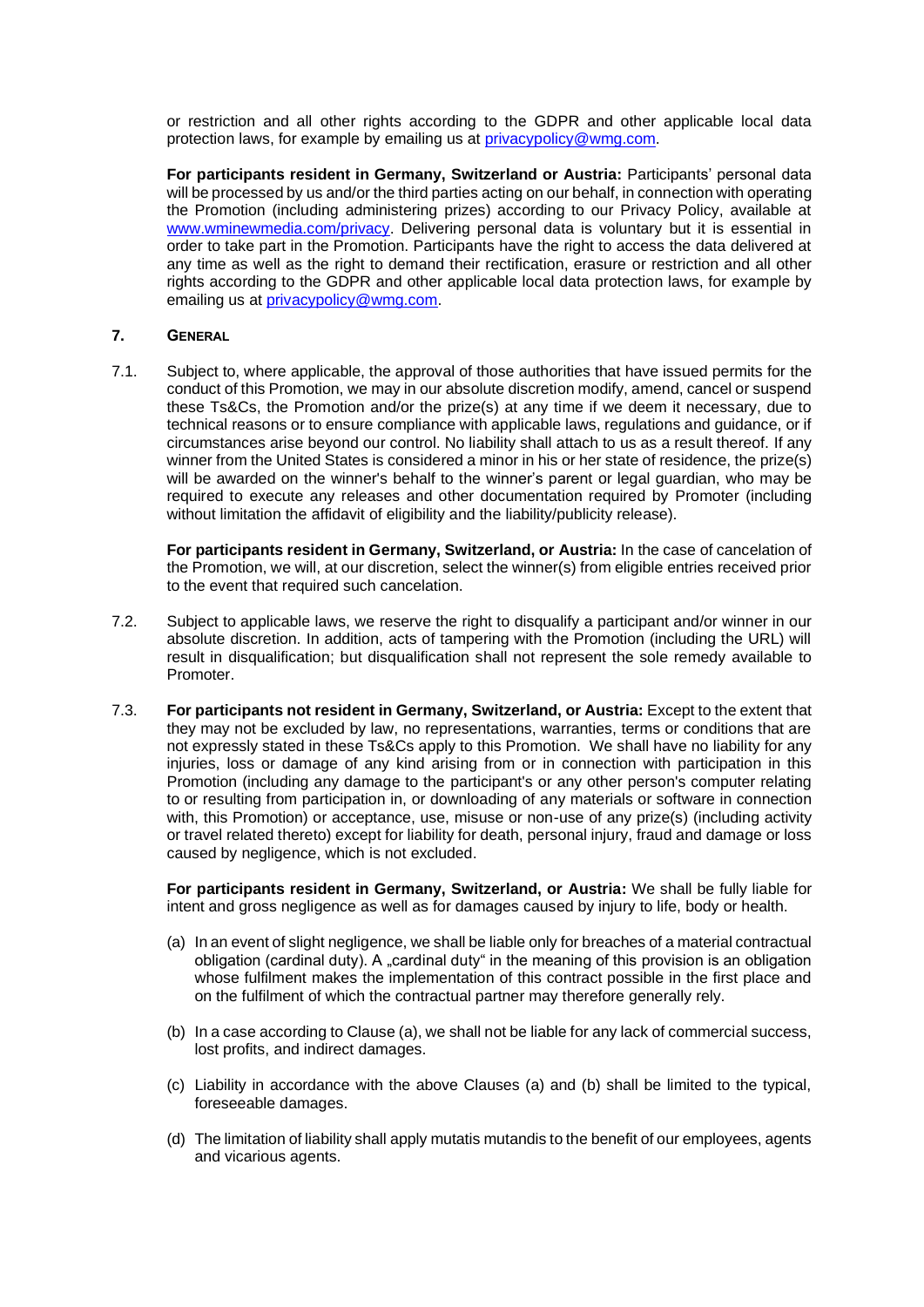or restriction and all other rights according to the GDPR and other applicable local data protection laws, for example by emailing us at privacypolicy@wmg.com.

**For participants resident in Germany, Switzerland or Austria:** Participants' personal data will be processed by us and/or the third parties acting on our behalf, in connection with operating the Promotion (including administering prizes) according to our Privacy Policy, available at www.wminewmedia.com/privacy. Delivering personal data is voluntary but it is essential in order to take part in the Promotion. Participants have the right to access the data delivered at any time as well as the right to demand their rectification, erasure or restriction and all other rights according to the GDPR and other applicable local data protection laws, for example by emailing us at privacypolicy@wmg.com.

## 7. GENERAL

7.1. Subject to, where applicable, the approval of those authorities that have issued permits for the conduct of this Promotion, we may in our absolute discretion modify, amend, cancel or suspend these Ts&Cs, the Promotion and/or the prize(s) at any time if we deem it necessary, due to technical reasons or to ensure compliance with applicable laws, regulations and guidance, or if circumstances arise beyond our control. No liability shall attach to us as a result thereof. If any winner from the United States is considered a minor in his or her state of residence, the prize(s) will be awarded on the winner's behalf to the winner's parent or legal guardian, who may be required to execute any releases and other documentation required by Promoter (including without limitation the affidavit of eligibility and the liability/publicity release).

**For participants resident in Germany, Switzerland, or Austria:** In the case of cancelation of the Promotion, we will, at our discretion, select the winner(s) from eligible entries received prior to the event that required such cancelation.

7.2. Subject to applicable laws, we reserve the right to disqualify a participant and/or winner in our absolute discretion. In addition, acts of tampering with the Promotion (including the URL) will result in disqualification; but disqualification shall not represent the sole remedy available to Promoter.

7.3. **For participants not resident in Germany, Switzerland, or Austria:** Except to the extent that they may not be excluded by law, no representations, warranties, terms or conditions that are not expressly stated in these Ts&Cs apply to this Promotion. We shall have no liability for any injuries, loss or damage of any kind arising from or in connection with participation in this Promotion (including any damage to the participant's or any other person's computer relating to or resulting from participation in, or downloading of any materials or software in connection with, this Promotion) or acceptance, use, misuse or non-use of any prize(s) (including activity or travel related thereto) except for liability for death, personal injury, fraud and damage or loss caused by negligence, which is not excluded.

**For participants resident in Germany, Switzerland, or Austria:** We shall be fully liable for intent and gross negligence as well as for damages caused by injury to life, body or health.

(a) In an event of slight negligence, we shall be liable only for breaches of a material contractual obligation (cardinal duty). A „cardinal duty" in the meaning of this provision is an obligation whose fulfilment makes the implementation of this contract possible in the first place and on the fulfilment of which the contractual partner may therefore generally rely.

(b) In a case according to Clause (a), we shall not be liable for any lack of commercial success, lost profits, and indirect damages.

(c) Liability in accordance with the above Clauses (a) and (b) shall be limited to the typical, foreseeable damages.

(d) The limitation of liability shall apply mutatis mutandis to the benefit of our employees, agents and vicarious agents.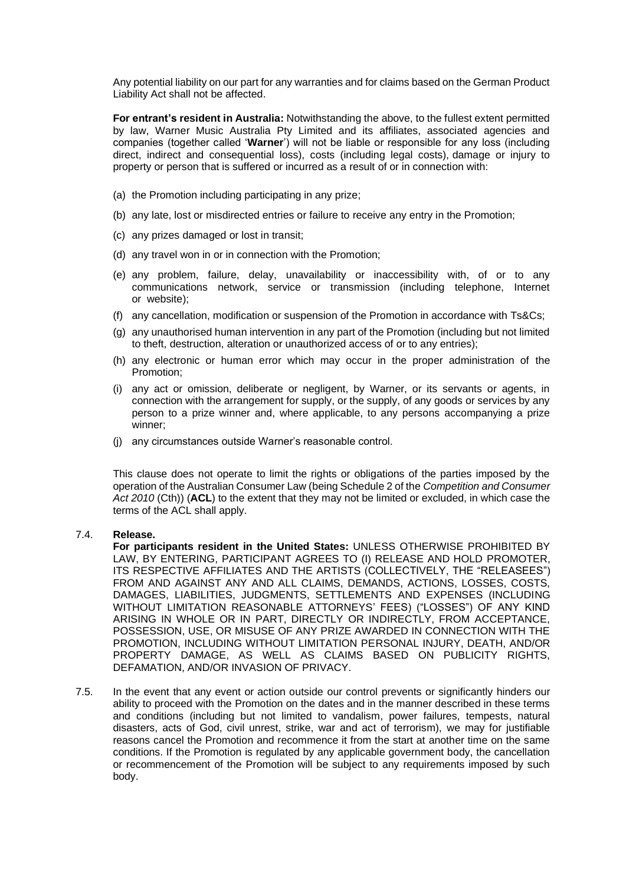Any potential liability on our part for any warranties and for claims based on the German Product Liability Act shall not be affected.

**For entrant's resident in Australia:** Notwithstanding the above, to the fullest extent permitted by law, Warner Music Australia Pty Limited and its affiliates, associated agencies and companies (together called '**Warner**') will not be liable or responsible for any loss (including direct, indirect and consequential loss), costs (including legal costs), damage or injury to property or person that is suffered or incurred as a result of or in connection with:

(a) the Promotion including participating in any prize;

(b) any late, lost or misdirected entries or failure to receive any entry in the Promotion;

(c) any prizes damaged or lost in transit;

(d) any travel won in or in connection with the Promotion;

(e) any problem, failure, delay, unavailability or inaccessibility with, of or to any communications network, service or transmission (including telephone, Internet or website);

(f) any cancellation, modification or suspension of the Promotion in accordance with Ts&Cs;

(g) any unauthorised human intervention in any part of the Promotion (including but not limited to theft, destruction, alteration or unauthorized access of or to any entries);

(h) any electronic or human error which may occur in the proper administration of the Promotion;

(i) any act or omission, deliberate or negligent, by Warner, or its servants or agents, in connection with the arrangement for supply, or the supply, of any goods or services by any person to a prize winner and, where applicable, to any persons accompanying a prize winner;

(j) any circumstances outside Warner's reasonable control.

This clause does not operate to limit the rights or obligations of the parties imposed by the operation of the Australian Consumer Law (being Schedule 2 of the *Competition and Consumer Act 2010* (Cth)) (**ACL**) to the extent that they may not be limited or excluded, in which case the terms of the ACL shall apply.

7.4. **Release.**

**For participants resident in the United States:** UNLESS OTHERWISE PROHIBITED BY LAW, BY ENTERING, PARTICIPANT AGREES TO (I) RELEASE AND HOLD PROMOTER, ITS RESPECTIVE AFFILIATES AND THE ARTISTS (COLLECTIVELY, THE "RELEASEES") FROM AND AGAINST ANY AND ALL CLAIMS, DEMANDS, ACTIONS, LOSSES, COSTS, DAMAGES, LIABILITIES, JUDGMENTS, SETTLEMENTS AND EXPENSES (INCLUDING WITHOUT LIMITATION REASONABLE ATTORNEYS' FEES) ("LOSSES") OF ANY KIND ARISING IN WHOLE OR IN PART, DIRECTLY OR INDIRECTLY, FROM ACCEPTANCE, POSSESSION, USE, OR MISUSE OF ANY PRIZE AWARDED IN CONNECTION WITH THE PROMOTION, INCLUDING WITHOUT LIMITATION PERSONAL INJURY, DEATH, AND/OR PROPERTY DAMAGE, AS WELL AS CLAIMS BASED ON PUBLICITY RIGHTS, DEFAMATION, AND/OR INVASION OF PRIVACY.

7.5. In the event that any event or action outside our control prevents or significantly hinders our ability to proceed with the Promotion on the dates and in the manner described in these terms and conditions (including but not limited to vandalism, power failures, tempests, natural disasters, acts of God, civil unrest, strike, war and act of terrorism), we may for justifiable reasons cancel the Promotion and recommence it from the start at another time on the same conditions. If the Promotion is regulated by any applicable government body, the cancellation or recommencement of the Promotion will be subject to any requirements imposed by such body.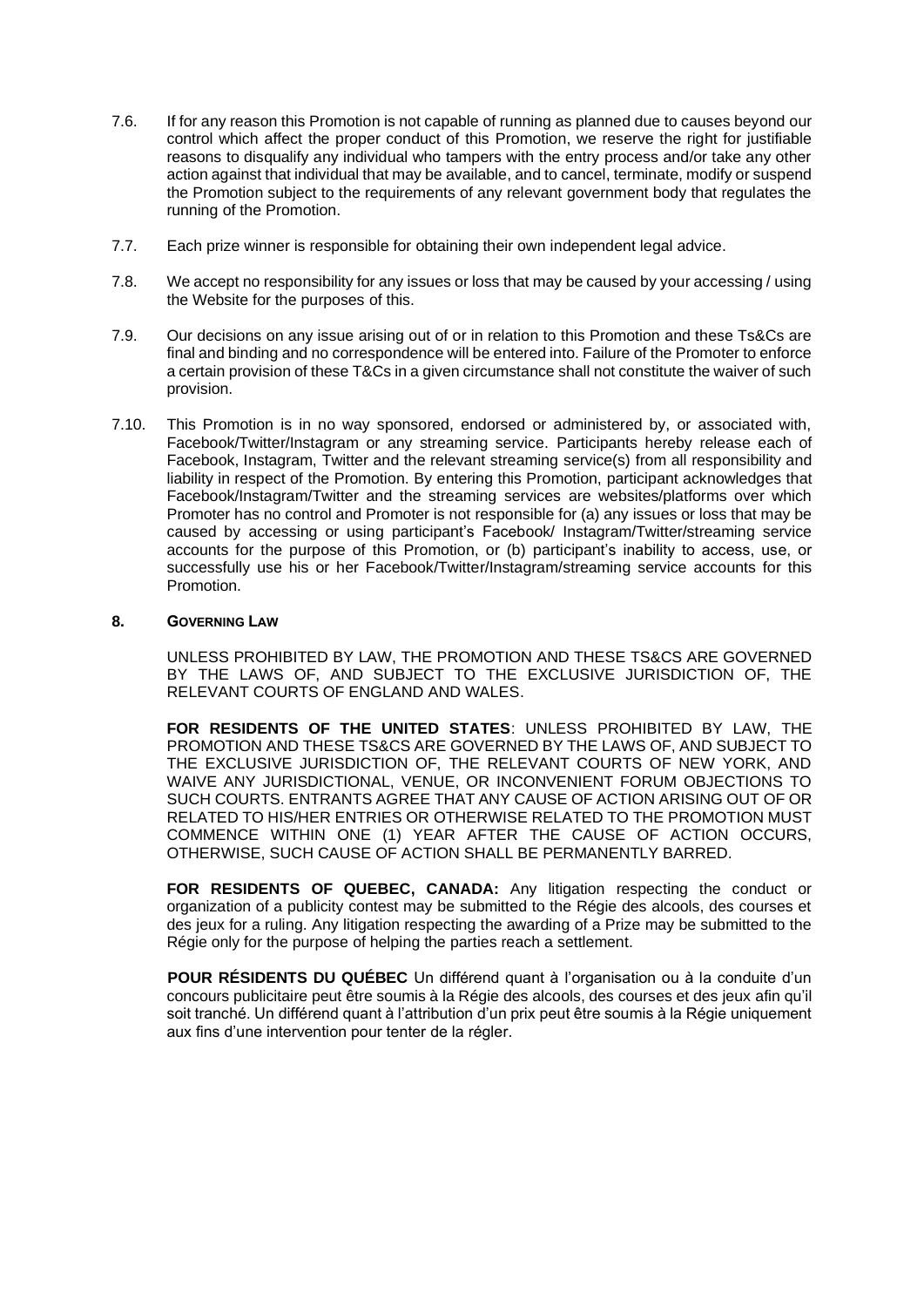7.6. If for any reason this Promotion is not capable of running as planned due to causes beyond our control which affect the proper conduct of this Promotion, we reserve the right for justifiable reasons to disqualify any individual who tampers with the entry process and/or take any other action against that individual that may be available, and to cancel, terminate, modify or suspend the Promotion subject to the requirements of any relevant government body that regulates the running of the Promotion.

7.7. Each prize winner is responsible for obtaining their own independent legal advice.

7.8. We accept no responsibility for any issues or loss that may be caused by your accessing / using the Website for the purposes of this.

7.9. Our decisions on any issue arising out of or in relation to this Promotion and these Ts&Cs are final and binding and no correspondence will be entered into. Failure of the Promoter to enforce a certain provision of these T&Cs in a given circumstance shall not constitute the waiver of such provision.

7.10. This Promotion is in no way sponsored, endorsed or administered by, or associated with, Facebook/Twitter/Instagram or any streaming service. Participants hereby release each of Facebook, Instagram, Twitter and the relevant streaming service(s) from all responsibility and liability in respect of the Promotion. By entering this Promotion, participant acknowledges that Facebook/Instagram/Twitter and the streaming services are websites/platforms over which Promoter has no control and Promoter is not responsible for (a) any issues or loss that may be caused by accessing or using participant's Facebook/ Instagram/Twitter/streaming service accounts for the purpose of this Promotion, or (b) participant's inability to access, use, or successfully use his or her Facebook/Twitter/Instagram/streaming service accounts for this Promotion.

## 8. GOVERNING LAW

UNLESS PROHIBITED BY LAW, THE PROMOTION AND THESE TS&CS ARE GOVERNED BY THE LAWS OF, AND SUBJECT TO THE EXCLUSIVE JURISDICTION OF, THE RELEVANT COURTS OF ENGLAND AND WALES.

**FOR RESIDENTS OF THE UNITED STATES**: UNLESS PROHIBITED BY LAW, THE PROMOTION AND THESE TS&CS ARE GOVERNED BY THE LAWS OF, AND SUBJECT TO THE EXCLUSIVE JURISDICTION OF, THE RELEVANT COURTS OF NEW YORK, AND WAIVE ANY JURISDICTIONAL, VENUE, OR INCONVENIENT FORUM OBJECTIONS TO SUCH COURTS. ENTRANTS AGREE THAT ANY CAUSE OF ACTION ARISING OUT OF OR RELATED TO HIS/HER ENTRIES OR OTHERWISE RELATED TO THE PROMOTION MUST COMMENCE WITHIN ONE (1) YEAR AFTER THE CAUSE OF ACTION OCCURS, OTHERWISE, SUCH CAUSE OF ACTION SHALL BE PERMANENTLY BARRED.

**FOR RESIDENTS OF QUEBEC, CANADA:** Any litigation respecting the conduct or organization of a publicity contest may be submitted to the Régie des alcools, des courses et des jeux for a ruling. Any litigation respecting the awarding of a Prize may be submitted to the Régie only for the purpose of helping the parties reach a settlement.

**POUR RÉSIDENTS DU QUÉBEC** Un différend quant à l'organisation ou à la conduite d'un concours publicitaire peut être soumis à la Régie des alcools, des courses et des jeux afin qu'il soit tranché. Un différend quant à l'attribution d'un prix peut être soumis à la Régie uniquement aux fins d'une intervention pour tenter de la régler.